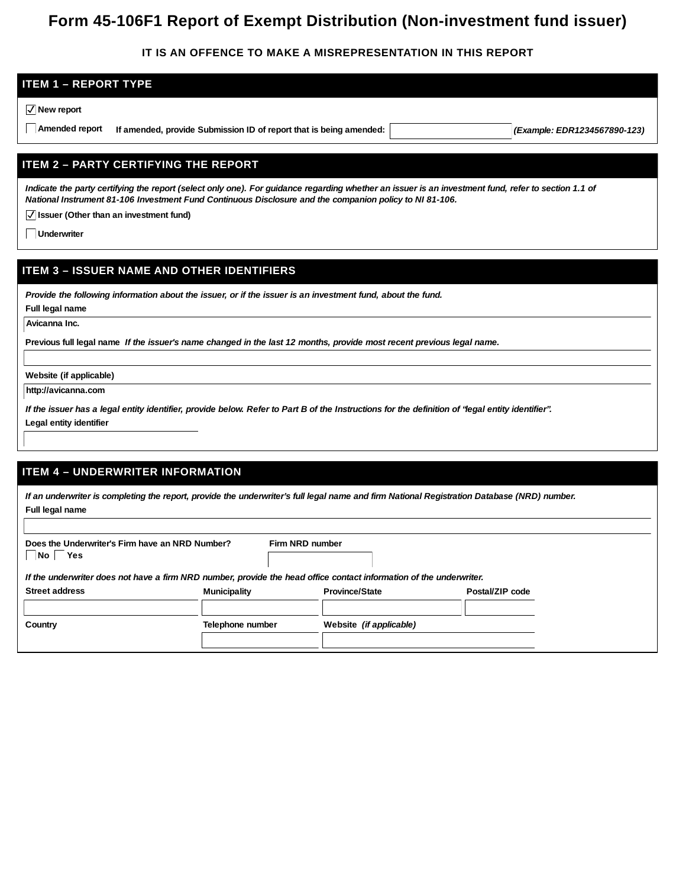# Form 45-106F1 Report of Exempt Distribution (Non-investment fund issuer)

**IT IS AN OFFENCE TO MAKE A MISREPRESENTATION IN THIS REPORT**

## ITEM 1 – REPORT TYPE

☑ New report

☐ Amended report  If amended, provide Submission ID of report that is being amended: ______ *(Example: EDR1234567890-123)*

## ITEM 2 – PARTY CERTIFYING THE REPORT

*Indicate the party certifying the report (select only one). For guidance regarding whether an issuer is an investment fund, refer to section 1.1 of National Instrument 81-106 Investment Fund Continuous Disclosure and the companion policy to NI 81-106.*

☑ Issuer (Other than an investment fund)

☐ Underwriter

## ITEM 3 – ISSUER NAME AND OTHER IDENTIFIERS

*Provide the following information about the issuer, or if the issuer is an investment fund, about the fund.*

**Full legal name**

Avicanna Inc.

**Previous full legal name** *If the issuer's name changed in the last 12 months, provide most recent previous legal name.*

**Website (if applicable)**

http://avicanna.com

*If the issuer has a legal entity identifier, provide below. Refer to Part B of the Instructions for the definition of "legal entity identifier".*

**Legal entity identifier**

## ITEM 4 – UNDERWRITER INFORMATION

*If an underwriter is completing the report, provide the underwriter's full legal name and firm National Registration Database (NRD) number.*

**Full legal name**

**Does the Underwriter's Firm have an NRD Number?** ☐ No ☐ Yes

**Firm NRD number**

*If the underwriter does not have a firm NRD number, provide the head office contact information of the underwriter.*

| Street address | Municipality | Province/State | Postal/ZIP code |
|---|---|---|---|
| | | | |

| Country | Telephone number | Website *(if applicable)* |
|---|---|---|
| | | |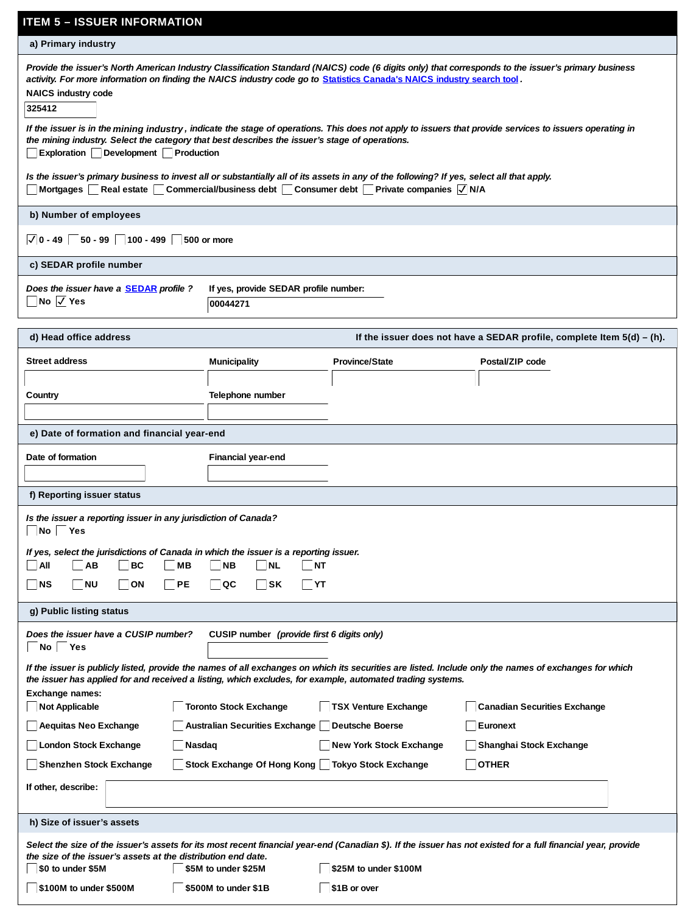## ITEM 5 – ISSUER INFORMATION

### a) Primary industry

*Provide the issuer's North American Industry Classification Standard (NAICS) code (6 digits only) that corresponds to the issuer's primary business activity. For more information on finding the NAICS industry code go to* [Statistics Canada's NAICS industry search tool](Statistics Canada's NAICS industry search tool)*.*

**NAICS industry code**

325412

*If the issuer is in the mining industry, indicate the stage of operations. This does not apply to issuers that provide services to issuers operating in the mining industry. Select the category that best describes the issuer's stage of operations.*

☐ Exploration ☐ Development ☐ Production

*Is the issuer's primary business to invest all or substantially all of its assets in any of the following? If yes, select all that apply.*

☐ Mortgages ☐ Real estate ☐ Commercial/business debt ☐ Consumer debt ☐ Private companies ☑ N/A

### b) Number of employees

☑ 0 - 49 ☐ 50 - 99 ☐ 100 - 499 ☐ 500 or more

### c) SEDAR profile number

*Does the issuer have a* SEDAR *profile?*

☐ No ☑ Yes

**If yes, provide SEDAR profile number:** 00044271

### d) Head office address

**If the issuer does not have a SEDAR profile, complete Item 5(d) – (h).**

| Street address | Municipality | Province/State | Postal/ZIP code |
|---|---|---|---|
| | | | |

| Country | Telephone number |
|---|---|
| | |

### e) Date of formation and financial year-end

| Date of formation | Financial year-end |
|---|---|
| | |

### f) Reporting issuer status

*Is the issuer a reporting issuer in any jurisdiction of Canada?*

☐ No ☐ Yes

*If yes, select the jurisdictions of Canada in which the issuer is a reporting issuer.*

☐ All ☐ AB ☐ BC ☐ MB ☐ NB ☐ NL ☐ NT

☐ NS ☐ NU ☐ ON ☐ PE ☐ QC ☐ SK ☐ YT

### g) Public listing status

*Does the issuer have a CUSIP number?*

☐ No ☐ Yes

**CUSIP number** *(provide first 6 digits only)*

*If the issuer is publicly listed, provide the names of all exchanges on which its securities are listed. Include only the names of exchanges for which the issuer has applied for and received a listing, which excludes, for example, automated trading systems.*

**Exchange names:**

☐ Not Applicable ☐ Toronto Stock Exchange ☐ TSX Venture Exchange ☐ Canadian Securities Exchange

☐ Aequitas Neo Exchange ☐ Australian Securities Exchange ☐ Deutsche Boerse ☐ Euronext

☐ London Stock Exchange ☐ Nasdaq ☐ New York Stock Exchange ☐ Shanghai Stock Exchange

☐ Shenzhen Stock Exchange ☐ Stock Exchange Of Hong Kong ☐ Tokyo Stock Exchange ☐ OTHER

**If other, describe:**

### h) Size of issuer's assets

*Select the size of the issuer's assets for its most recent financial year-end (Canadian $). If the issuer has not existed for a full financial year, provide the size of the issuer's assets at the distribution end date.*

☐ $0 to under $5M ☐ $5M to under $25M ☐ $25M to under $100M

☐ $100M to under $500M ☐ $500M to under $1B ☐ $1B or over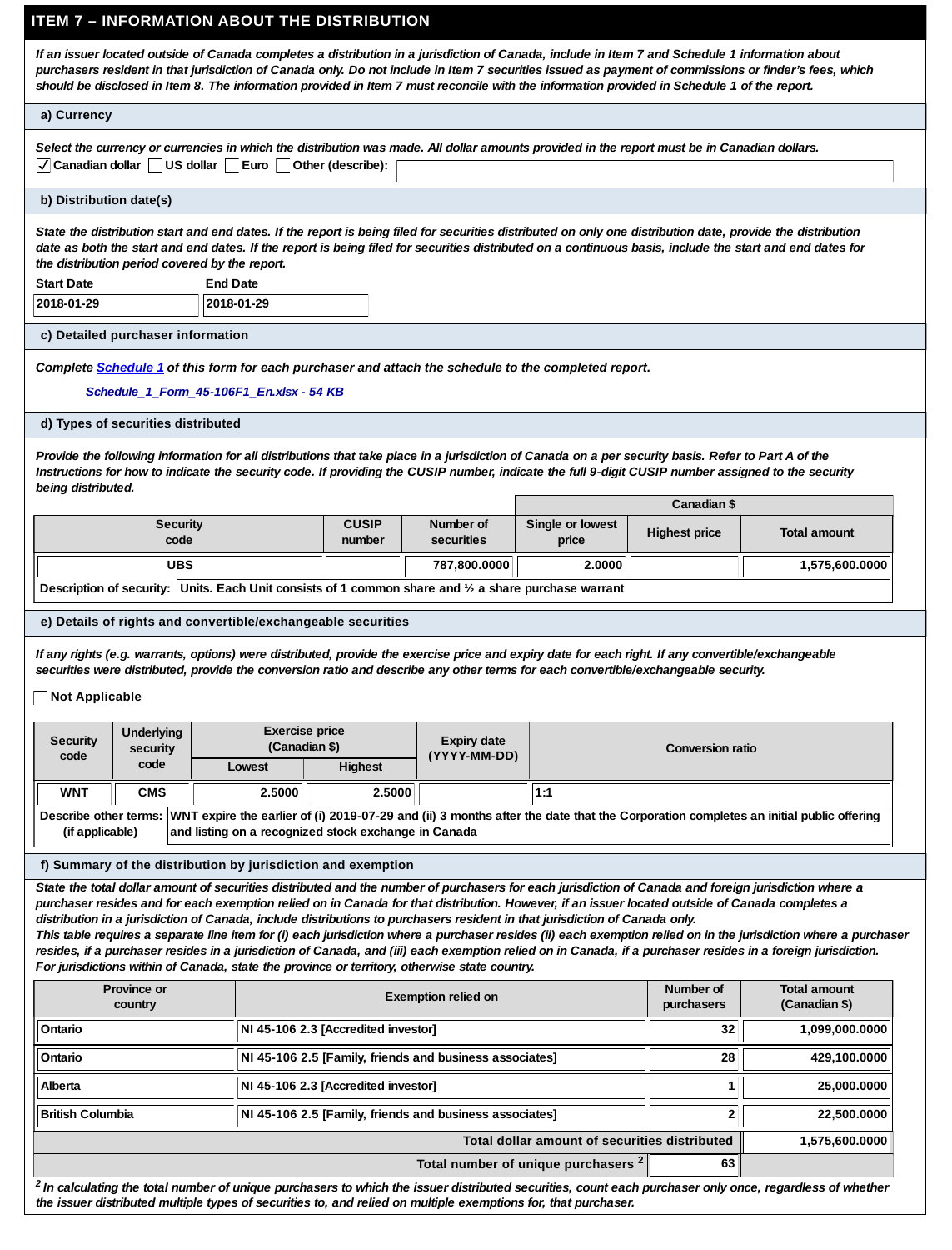## ITEM 7 – INFORMATION ABOUT THE DISTRIBUTION

*If an issuer located outside of Canada completes a distribution in a jurisdiction of Canada, include in Item 7 and Schedule 1 information about purchasers resident in that jurisdiction of Canada only. Do not include in Item 7 securities issued as payment of commissions or finder's fees, which should be disclosed in Item 8. The information provided in Item 7 must reconcile with the information provided in Schedule 1 of the report.*

### a) Currency

*Select the currency or currencies in which the distribution was made. All dollar amounts provided in the report must be in Canadian dollars.*

☑ Canadian dollar ☐ US dollar ☐ Euro ☐ Other (describe):

### b) Distribution date(s)

*State the distribution start and end dates. If the report is being filed for securities distributed on only one distribution date, provide the distribution date as both the start and end dates. If the report is being filed for securities distributed on a continuous basis, include the start and end dates for the distribution period covered by the report.*

| Start Date | End Date |
|---|---|
| 2018-01-29 | 2018-01-29 |

### c) Detailed purchaser information

*Complete Schedule 1 of this form for each purchaser and attach the schedule to the completed report.*

*Schedule_1_Form_45-106F1_En.xlsx - 54 KB*

### d) Types of securities distributed

*Provide the following information for all distributions that take place in a jurisdiction of Canada on a per security basis. Refer to Part A of the Instructions for how to indicate the security code. If providing the CUSIP number, indicate the full 9-digit CUSIP number assigned to the security being distributed.*

| | | | Canadian $ | | |
|---|---|---|---|---|---|
| **Security code** | **CUSIP number** | **Number of securities** | **Single or lowest price** | **Highest price** | **Total amount** |
| UBS | | 787,800.0000 | 2.0000 | | 1,575,600.0000 |

**Description of security:** Units. Each Unit consists of 1 common share and ½ a share purchase warrant

### e) Details of rights and convertible/exchangeable securities

*If any rights (e.g. warrants, options) were distributed, provide the exercise price and expiry date for each right. If any convertible/exchangeable securities were distributed, provide the conversion ratio and describe any other terms for each convertible/exchangeable security.*

☐ Not Applicable

| Security code | Underlying security code | Exercise price (Canadian $) | | Expiry date (YYYY-MM-DD) | Conversion ratio |
|---|---|---|---|---|---|
| | | Lowest | Highest | | |
| WNT | CMS | 2.5000 | 2.5000 | | 1:1 |

**Describe other terms: (if applicable)** WNT expire the earlier of (i) 2019-07-29 and (ii) 3 months after the date that the Corporation completes an initial public offering and listing on a recognized stock exchange in Canada

### f) Summary of the distribution by jurisdiction and exemption

*State the total dollar amount of securities distributed and the number of purchasers for each jurisdiction of Canada and foreign jurisdiction where a purchaser resides and for each exemption relied on in Canada for that distribution. However, if an issuer located outside of Canada completes a distribution in a jurisdiction of Canada, include distributions to purchasers resident in that jurisdiction of Canada only.*
*This table requires a separate line item for (i) each jurisdiction where a purchaser resides (ii) each exemption relied on in the jurisdiction where a purchaser resides, if a purchaser resides in a jurisdiction of Canada, and (iii) each exemption relied on in Canada, if a purchaser resides in a foreign jurisdiction.*
*For jurisdictions within of Canada, state the province or territory, otherwise state country.*

| Province or country | Exemption relied on | Number of purchasers | Total amount (Canadian $) |
|---|---|---|---|
| Ontario | NI 45-106 2.3 [Accredited investor] | 32 | 1,099,000.0000 |
| Ontario | NI 45-106 2.5 [Family, friends and business associates] | 28 | 429,100.0000 |
| Alberta | NI 45-106 2.3 [Accredited investor] | 1 | 25,000.0000 |
| British Columbia | NI 45-106 2.5 [Family, friends and business associates] | 2 | 22,500.0000 |
| | Total dollar amount of securities distributed | | 1,575,600.0000 |
| | Total number of unique purchasers [2] | 63 | |

*[2] In calculating the total number of unique purchasers to which the issuer distributed securities, count each purchaser only once, regardless of whether the issuer distributed multiple types of securities to, and relied on multiple exemptions for, that purchaser.*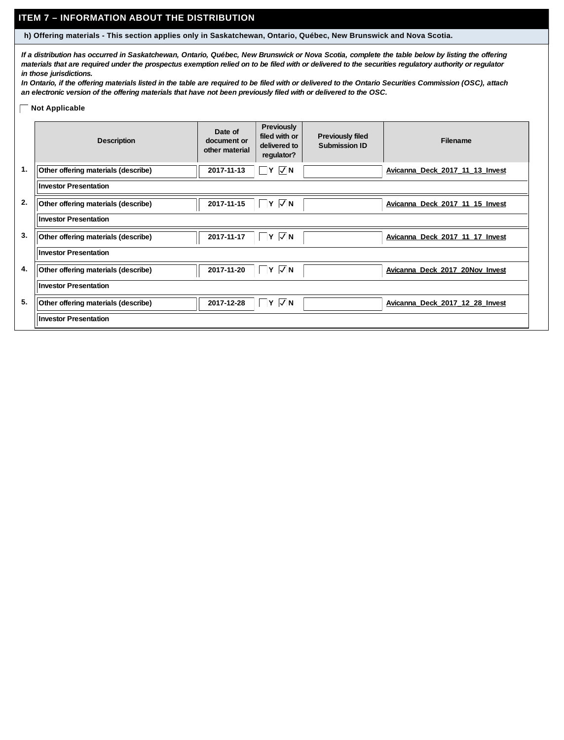## ITEM 7 – INFORMATION ABOUT THE DISTRIBUTION

### h) Offering materials - This section applies only in Saskatchewan, Ontario, Québec, New Brunswick and Nova Scotia.

*If a distribution has occurred in Saskatchewan, Ontario, Québec, New Brunswick or Nova Scotia, complete the table below by listing the offering materials that are required under the prospectus exemption relied on to be filed with or delivered to the securities regulatory authority or regulator in those jurisdictions.*

*In Ontario, if the offering materials listed in the table are required to be filed with or delivered to the Ontario Securities Commission (OSC), attach an electronic version of the offering materials that have not been previously filed with or delivered to the OSC.*

☐ Not Applicable

| | Description | Date of document or other material | Previously filed with or delivered to regulator? | Previously filed Submission ID | Filename |
|---|---|---|---|---|---|
| 1. | Other offering materials (describe) | 2017-11-13 | ☐ Y ☑ N | | Avicanna_Deck_2017_11_13_Invest |
| | Investor Presentation | | | | |
| 2. | Other offering materials (describe) | 2017-11-15 | ☐ Y ☑ N | | Avicanna_Deck_2017_11_15_Invest |
| | Investor Presentation | | | | |
| 3. | Other offering materials (describe) | 2017-11-17 | ☐ Y ☑ N | | Avicanna_Deck_2017_11_17_Invest |
| | Investor Presentation | | | | |
| 4. | Other offering materials (describe) | 2017-11-20 | ☐ Y ☑ N | | Avicanna_Deck_2017_20Nov_Invest |
| | Investor Presentation | | | | |
| 5. | Other offering materials (describe) | 2017-12-28 | ☐ Y ☑ N | | Avicanna_Deck_2017_12_28_Invest |
| | Investor Presentation | | | | |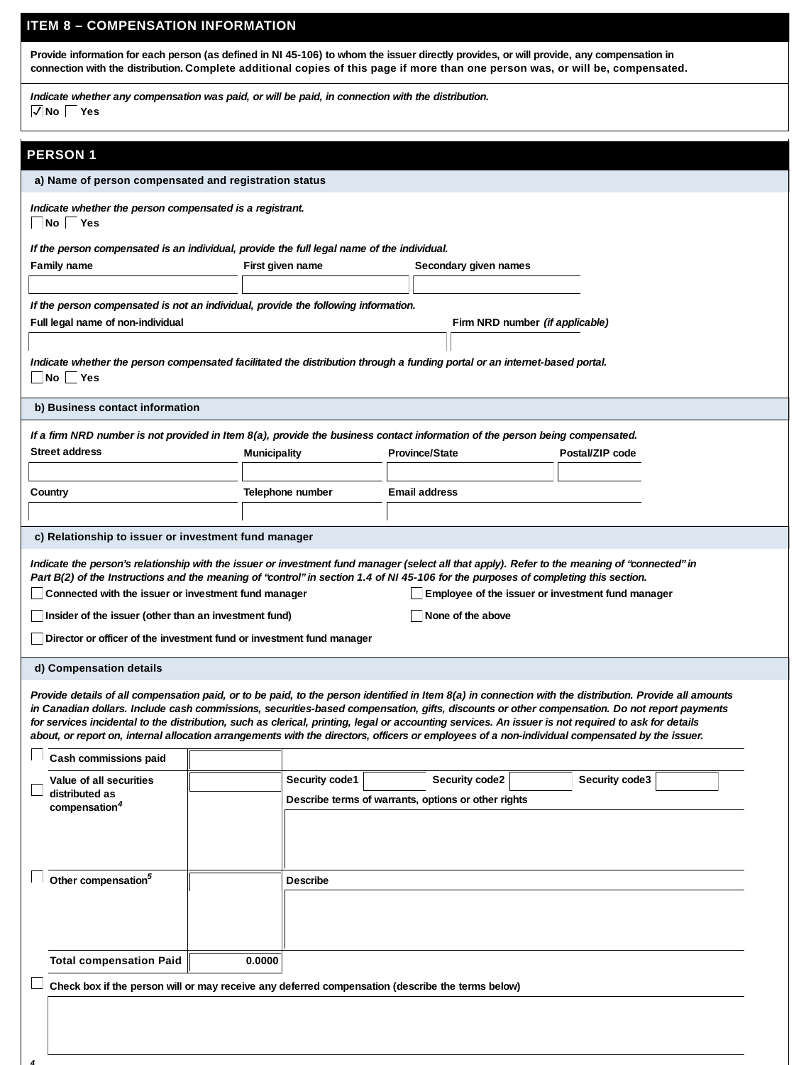## ITEM 8 – COMPENSATION INFORMATION

Provide information for each person (as defined in NI 45-106) to whom the issuer directly provides, or will provide, any compensation in connection with the distribution. Complete additional copies of this page if more than one person was, or will be, compensated.

*Indicate whether any compensation was paid, or will be paid, in connection with the distribution.*

☑ No ☐ Yes

## PERSON 1

### a) Name of person compensated and registration status

*Indicate whether the person compensated is a registrant.*

☐ No ☐ Yes

*If the person compensated is an individual, provide the full legal name of the individual.*

| Family name | First given name | Secondary given names |
|---|---|---|
| | | |

*If the person compensated is not an individual, provide the following information.*

| Full legal name of non-individual | Firm NRD number *(if applicable)* |
|---|---|
| | |

*Indicate whether the person compensated facilitated the distribution through a funding portal or an internet-based portal.*

☐ No ☐ Yes

### b) Business contact information

*If a firm NRD number is not provided in Item 8(a), provide the business contact information of the person being compensated.*

| Street address | Municipality | Province/State | Postal/ZIP code |
|---|---|---|---|
| | | | |

| Country | Telephone number | Email address |
|---|---|---|
| | | |

### c) Relationship to issuer or investment fund manager

*Indicate the person's relationship with the issuer or investment fund manager (select all that apply). Refer to the meaning of "connected" in Part B(2) of the Instructions and the meaning of "control" in section 1.4 of NI 45-106 for the purposes of completing this section.*

☐ Connected with the issuer or investment fund manager

☐ Employee of the issuer or investment fund manager

☐ Insider of the issuer (other than an investment fund)

☐ None of the above

☐ Director or officer of the investment fund or investment fund manager

### d) Compensation details

*Provide details of all compensation paid, or to be paid, to the person identified in Item 8(a) in connection with the distribution. Provide all amounts in Canadian dollars. Include cash commissions, securities-based compensation, gifts, discounts or other compensation. Do not report payments for services incidental to the distribution, such as clerical, printing, legal or accounting services. An issuer is not required to ask for details about, or report on, internal allocation arrangements with the directors, officers or employees of a non-individual compensated by the issuer.*

| | | | |
|---|---|---|---|
| ☐ | Cash commissions paid | | |
| ☐ | Value of all securities distributed as compensation[4] | | Security code1 ___ Security code2 ___ Security code3 ___<br>Describe terms of warrants, options or other rights |
| ☐ | Other compensation[5] | | Describe |
| | Total compensation Paid | 0.0000 | |

☐ Check box if the person will or may receive any deferred compensation (describe the terms below)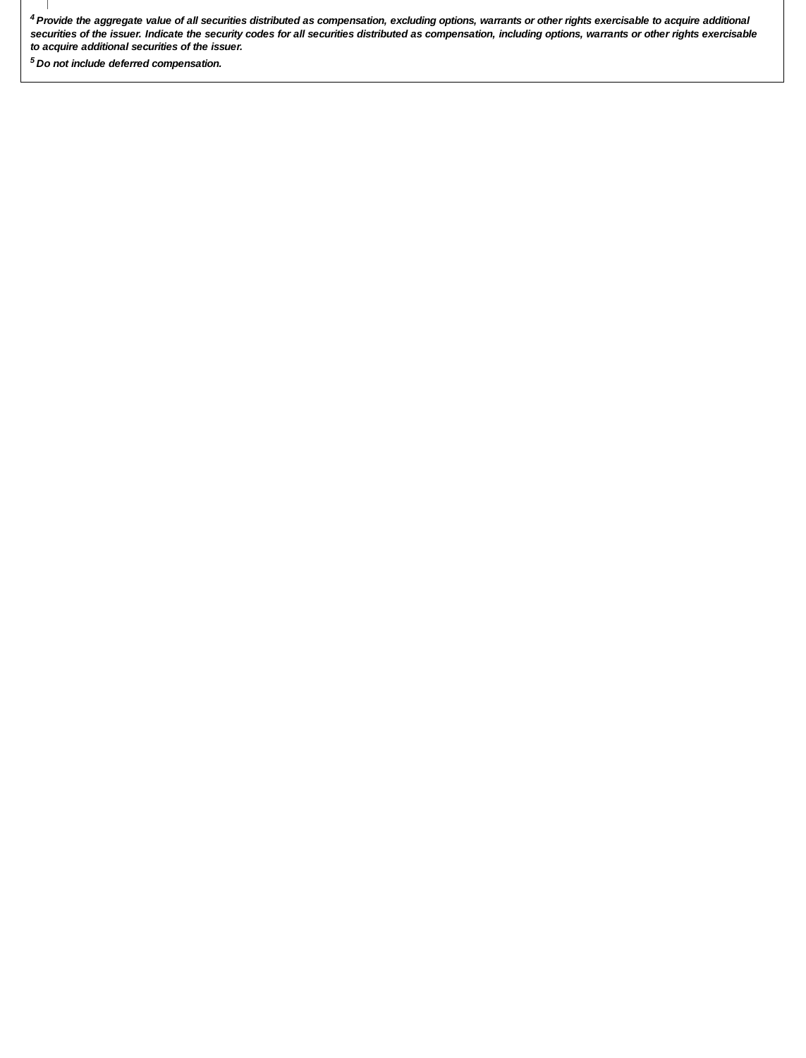*[4] Provide the aggregate value of all securities distributed as compensation, excluding options, warrants or other rights exercisable to acquire additional securities of the issuer. Indicate the security codes for all securities distributed as compensation, including options, warrants or other rights exercisable to acquire additional securities of the issuer.*

*[5] Do not include deferred compensation.*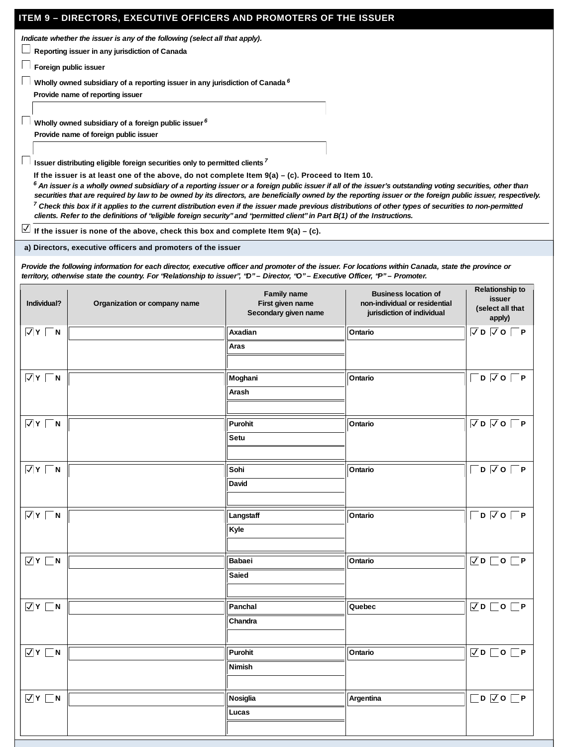## ITEM 9 – DIRECTORS, EXECUTIVE OFFICERS AND PROMOTERS OF THE ISSUER

*Indicate whether the issuer is any of the following (select all that apply).*

☐ Reporting issuer in any jurisdiction of Canada

☐ Foreign public issuer

☐ Wholly owned subsidiary of a reporting issuer in any jurisdiction of Canada [6]

Provide name of reporting issuer

☐ Wholly owned subsidiary of a foreign public issuer [6]

Provide name of foreign public issuer

☐ Issuer distributing eligible foreign securities only to permitted clients [7]

**If the issuer is at least one of the above, do not complete Item 9(a) – (c). Proceed to Item 10.**

*[6] An issuer is a wholly owned subsidiary of a reporting issuer or a foreign public issuer if all of the issuer's outstanding voting securities, other than securities that are required by law to be owned by its directors, are beneficially owned by the reporting issuer or the foreign public issuer, respectively.*

*[7] Check this box if it applies to the current distribution even if the issuer made previous distributions of other types of securities to non-permitted clients. Refer to the definitions of "eligible foreign security" and "permitted client" in Part B(1) of the Instructions.*

☑ **If the issuer is none of the above, check this box and complete Item 9(a) – (c).**

### a) Directors, executive officers and promoters of the issuer

*Provide the following information for each director, executive officer and promoter of the issuer. For locations within Canada, state the province or territory, otherwise state the country. For "Relationship to issuer", "D" – Director, "O" – Executive Officer, "P" – Promoter.*

| Individual? | Organization or company name | Family name / First given name / Secondary given name | Business location of non-individual or residential jurisdiction of individual | Relationship to issuer (select all that apply) |
|---|---|---|---|---|
| ☑ Y ☐ N | | Axadian / Aras / | Ontario | ☑ D ☑ O ☐ P |
| ☑ Y ☐ N | | Moghani / Arash / | Ontario | ☐ D ☑ O ☐ P |
| ☑ Y ☐ N | | Purohit / Setu / | Ontario | ☑ D ☑ O ☐ P |
| ☑ Y ☐ N | | Sohi / David / | Ontario | ☐ D ☑ O ☐ P |
| ☑ Y ☐ N | | Langstaff / Kyle / | Ontario | ☐ D ☑ O ☐ P |
| ☑ Y ☐ N | | Babaei / Saied / | Ontario | ☑ D ☐ O ☐ P |
| ☑ Y ☐ N | | Panchal / Chandra / | Quebec | ☑ D ☐ O ☐ P |
| ☑ Y ☐ N | | Purohit / Nimish / | Ontario | ☑ D ☐ O ☐ P |
| ☑ Y ☐ N | | Nosiglia / Lucas / | Argentina | ☐ D ☑ O ☐ P |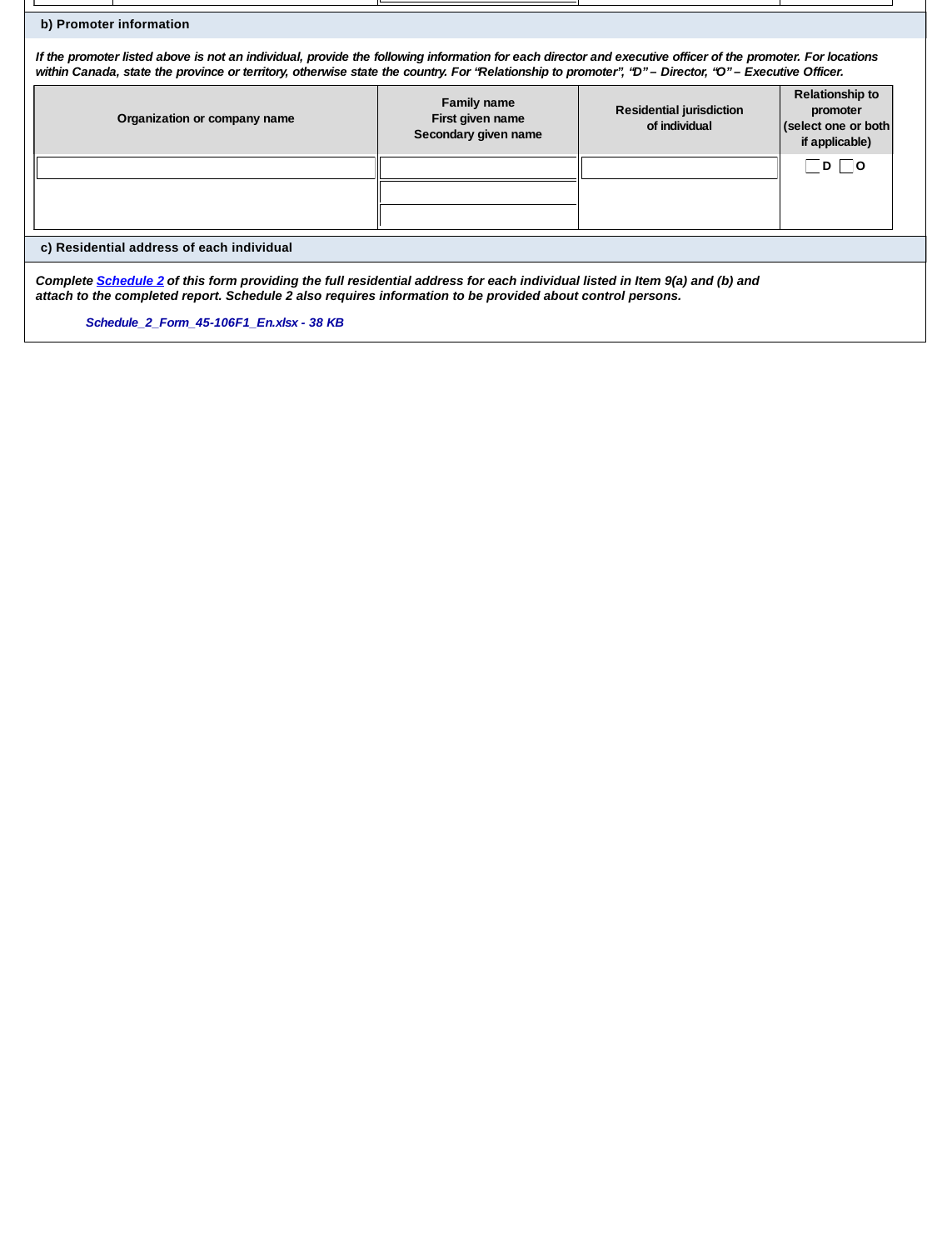## b) Promoter information

***If the promoter listed above is not an individual, provide the following information for each director and executive officer of the promoter. For locations within Canada, state the province or territory, otherwise state the country. For "Relationship to promoter", "D" – Director, "O" – Executive Officer.***

| Organization or company name | Family name<br>First given name<br>Secondary given name | Residential jurisdiction of individual | Relationship to promoter (select one or both if applicable) |
|---|---|---|---|
| | | | ☐ D ☐ O |

## c) Residential address of each individual

***Complete Schedule 2 of this form providing the full residential address for each individual listed in Item 9(a) and (b) and attach to the completed report. Schedule 2 also requires information to be provided about control persons.***

*Schedule_2_Form_45-106F1_En.xlsx - 38 KB*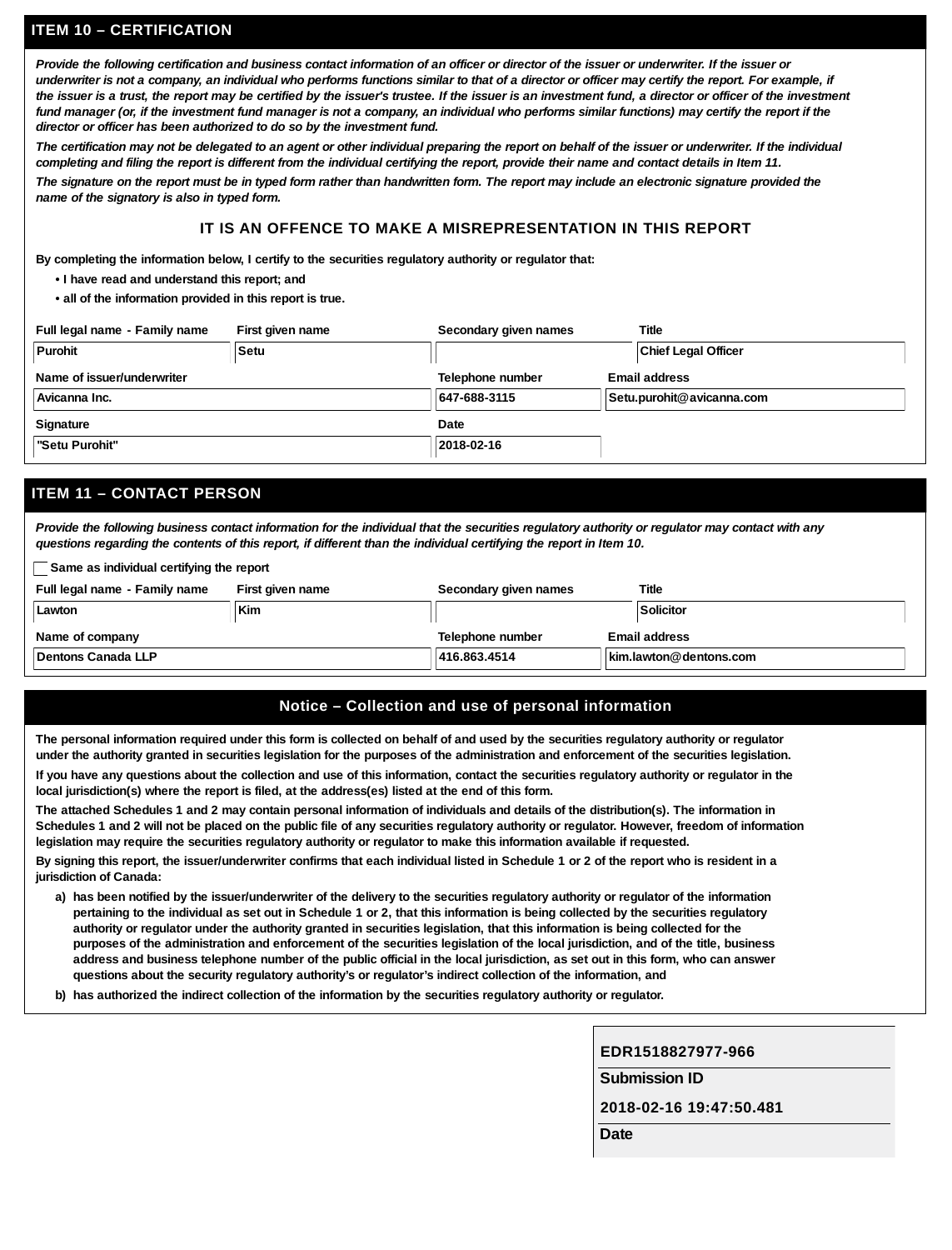## ITEM 10 – CERTIFICATION

*Provide the following certification and business contact information of an officer or director of the issuer or underwriter. If the issuer or underwriter is not a company, an individual who performs functions similar to that of a director or officer may certify the report. For example, if the issuer is a trust, the report may be certified by the issuer's trustee. If the issuer is an investment fund, a director or officer of the investment fund manager (or, if the investment fund manager is not a company, an individual who performs similar functions) may certify the report if the director or officer has been authorized to do so by the investment fund.*

*The certification may not be delegated to an agent or other individual preparing the report on behalf of the issuer or underwriter. If the individual completing and filing the report is different from the individual certifying the report, provide their name and contact details in Item 11.*

*The signature on the report must be in typed form rather than handwritten form. The report may include an electronic signature provided the name of the signatory is also in typed form.*

**IT IS AN OFFENCE TO MAKE A MISREPRESENTATION IN THIS REPORT**

By completing the information below, I certify to the securities regulatory authority or regulator that:

- I have read and understand this report; and
- all of the information provided in this report is true.

| Full legal name - Family name | First given name | Secondary given names | Title |
|---|---|---|---|
| Purohit | Setu | | Chief Legal Officer |

| Name of issuer/underwriter | Telephone number | Email address |
|---|---|---|
| Avicanna Inc. | 647-688-3115 | Setu.purohit@avicanna.com |

| Signature | Date |
|---|---|
| "Setu Purohit" | 2018-02-16 |

## ITEM 11 – CONTACT PERSON

*Provide the following business contact information for the individual that the securities regulatory authority or regulator may contact with any questions regarding the contents of this report, if different than the individual certifying the report in Item 10.*

☐ Same as individual certifying the report

| Full legal name - Family name | First given name | Secondary given names | Title |
|---|---|---|---|
| Lawton | Kim | | Solicitor |

| Name of company | Telephone number | Email address |
|---|---|---|
| Dentons Canada LLP | 416.863.4514 | kim.lawton@dentons.com |

## Notice – Collection and use of personal information

The personal information required under this form is collected on behalf of and used by the securities regulatory authority or regulator under the authority granted in securities legislation for the purposes of the administration and enforcement of the securities legislation.

If you have any questions about the collection and use of this information, contact the securities regulatory authority or regulator in the local jurisdiction(s) where the report is filed, at the address(es) listed at the end of this form.

The attached Schedules 1 and 2 may contain personal information of individuals and details of the distribution(s). The information in Schedules 1 and 2 will not be placed on the public file of any securities regulatory authority or regulator. However, freedom of information legislation may require the securities regulatory authority or regulator to make this information available if requested.

By signing this report, the issuer/underwriter confirms that each individual listed in Schedule 1 or 2 of the report who is resident in a jurisdiction of Canada:

a) has been notified by the issuer/underwriter of the delivery to the securities regulatory authority or regulator of the information pertaining to the individual as set out in Schedule 1 or 2, that this information is being collected by the securities regulatory authority or regulator under the authority granted in securities legislation, that this information is being collected for the purposes of the administration and enforcement of the securities legislation of the local jurisdiction, and of the title, business address and business telephone number of the public official in the local jurisdiction, as set out in this form, who can answer questions about the security regulatory authority's or regulator's indirect collection of the information, and

b) has authorized the indirect collection of the information by the securities regulatory authority or regulator.

| | |
|---|---|
| Submission ID | EDR1518827977-966 |
| Date | 2018-02-16 19:47:50.481 |